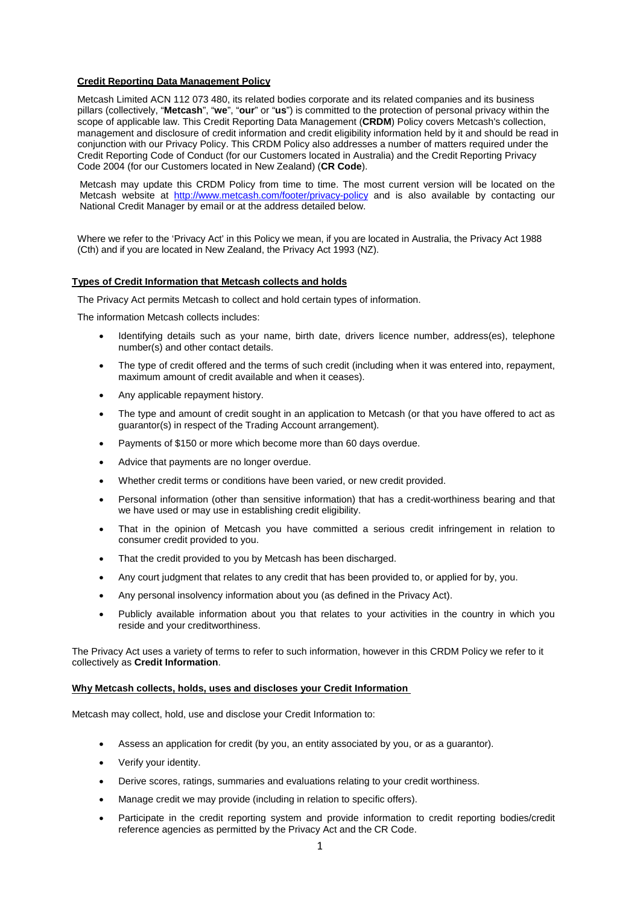## Credit Reporting Data Management Policy

Metcash Limited ACN 112 073 480, its related bodies corporate and its related companies and its business pillars (collectively, "**Metcash**", "**we**", "**our**" or "**us**") is committed to the protection of personal privacy within the scope of applicable law. This Credit Reporting Data Management (**CRDM**) Policy covers Metcash's collection, management and disclosure of credit information and credit eligibility information held by it and should be read in conjunction with our Privacy Policy. This CRDM Policy also addresses a number of matters required under the Credit Reporting Code of Conduct (for our Customers located in Australia) and the Credit Reporting Privacy Code 2004 (for our Customers located in New Zealand) (**CR Code**).

Metcash may update this CRDM Policy from time to time. The most current version will be located on the Metcash website at http://www.metcash.com/footer/privacy-policy and is also available by contacting our National Credit Manager by email or at the address detailed below.

Where we refer to the 'Privacy Act' in this Policy we mean, if you are located in Australia, the Privacy Act 1988 (Cth) and if you are located in New Zealand, the Privacy Act 1993 (NZ).

## Types of Credit Information that Metcash collects and holds

The Privacy Act permits Metcash to collect and hold certain types of information.

The information Metcash collects includes:

- Identifying details such as your name, birth date, drivers licence number, address(es), telephone number(s) and other contact details.
- The type of credit offered and the terms of such credit (including when it was entered into, repayment, maximum amount of credit available and when it ceases).
- Any applicable repayment history.
- The type and amount of credit sought in an application to Metcash (or that you have offered to act as guarantor(s) in respect of the Trading Account arrangement).
- Payments of $150 or more which become more than 60 days overdue.
- Advice that payments are no longer overdue.
- Whether credit terms or conditions have been varied, or new credit provided.
- Personal information (other than sensitive information) that has a credit-worthiness bearing and that we have used or may use in establishing credit eligibility.
- That in the opinion of Metcash you have committed a serious credit infringement in relation to consumer credit provided to you.
- That the credit provided to you by Metcash has been discharged.
- Any court judgment that relates to any credit that has been provided to, or applied for by, you.
- Any personal insolvency information about you (as defined in the Privacy Act).
- Publicly available information about you that relates to your activities in the country in which you reside and your creditworthiness.

The Privacy Act uses a variety of terms to refer to such information, however in this CRDM Policy we refer to it collectively as **Credit Information**.

## Why Metcash collects, holds, uses and discloses your Credit Information

Metcash may collect, hold, use and disclose your Credit Information to:

- Assess an application for credit (by you, an entity associated by you, or as a guarantor).
- Verify your identity.
- Derive scores, ratings, summaries and evaluations relating to your credit worthiness.
- Manage credit we may provide (including in relation to specific offers).
- Participate in the credit reporting system and provide information to credit reporting bodies/credit reference agencies as permitted by the Privacy Act and the CR Code.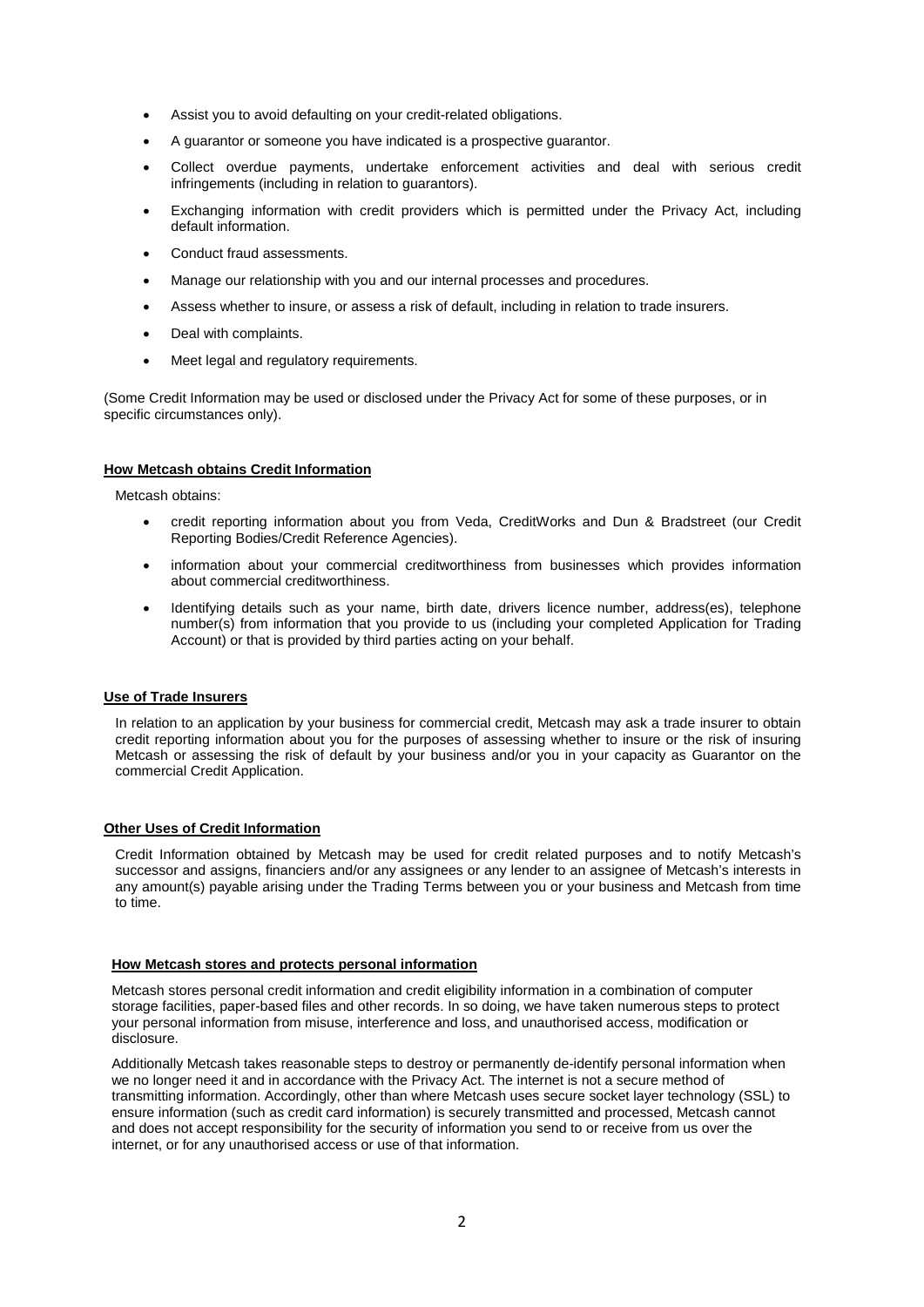- Assist you to avoid defaulting on your credit-related obligations.
- A guarantor or someone you have indicated is a prospective guarantor.
- Collect overdue payments, undertake enforcement activities and deal with serious credit infringements (including in relation to guarantors).
- Exchanging information with credit providers which is permitted under the Privacy Act, including default information.
- Conduct fraud assessments.
- Manage our relationship with you and our internal processes and procedures.
- Assess whether to insure, or assess a risk of default, including in relation to trade insurers.
- Deal with complaints.
- Meet legal and regulatory requirements.

(Some Credit Information may be used or disclosed under the Privacy Act for some of these purposes, or in specific circumstances only).

**How Metcash obtains Credit Information**

Metcash obtains:

- credit reporting information about you from Veda, CreditWorks and Dun & Bradstreet (our Credit Reporting Bodies/Credit Reference Agencies).
- information about your commercial creditworthiness from businesses which provides information about commercial creditworthiness.
- Identifying details such as your name, birth date, drivers licence number, address(es), telephone number(s) from information that you provide to us (including your completed Application for Trading Account) or that is provided by third parties acting on your behalf.

**Use of Trade Insurers**

In relation to an application by your business for commercial credit, Metcash may ask a trade insurer to obtain credit reporting information about you for the purposes of assessing whether to insure or the risk of insuring Metcash or assessing the risk of default by your business and/or you in your capacity as Guarantor on the commercial Credit Application.

**Other Uses of Credit Information**

Credit Information obtained by Metcash may be used for credit related purposes and to notify Metcash's successor and assigns, financiers and/or any assignees or any lender to an assignee of Metcash's interests in any amount(s) payable arising under the Trading Terms between you or your business and Metcash from time to time.

**How Metcash stores and protects personal information**

Metcash stores personal credit information and credit eligibility information in a combination of computer storage facilities, paper-based files and other records. In so doing, we have taken numerous steps to protect your personal information from misuse, interference and loss, and unauthorised access, modification or disclosure.

Additionally Metcash takes reasonable steps to destroy or permanently de-identify personal information when we no longer need it and in accordance with the Privacy Act. The internet is not a secure method of transmitting information. Accordingly, other than where Metcash uses secure socket layer technology (SSL) to ensure information (such as credit card information) is securely transmitted and processed, Metcash cannot and does not accept responsibility for the security of information you send to or receive from us over the internet, or for any unauthorised access or use of that information.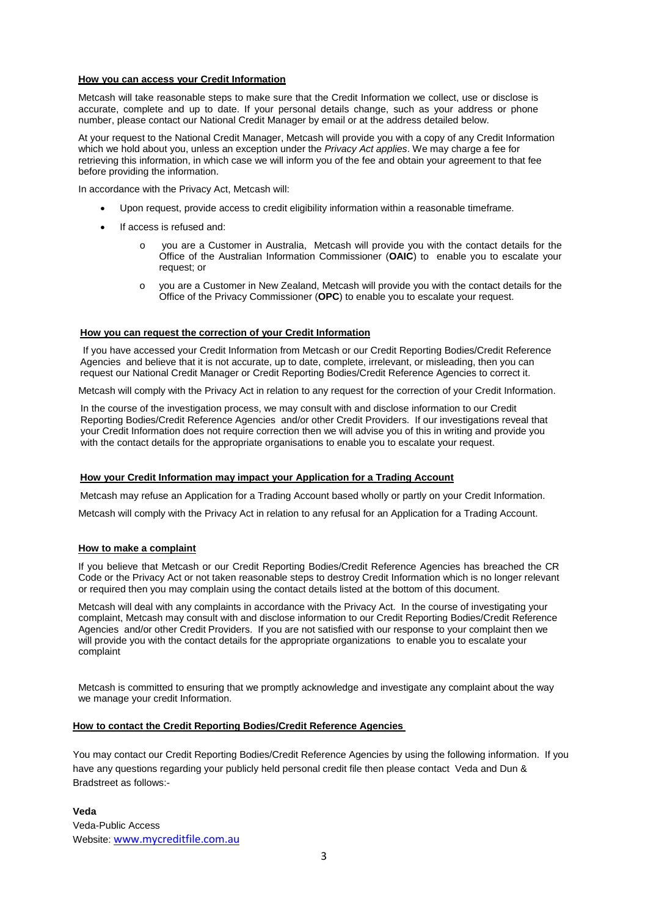## How you can access your Credit Information

Metcash will take reasonable steps to make sure that the Credit Information we collect, use or disclose is accurate, complete and up to date. If your personal details change, such as your address or phone number, please contact our National Credit Manager by email or at the address detailed below.

At your request to the National Credit Manager, Metcash will provide you with a copy of any Credit Information which we hold about you, unless an exception under the *Privacy Act applies*. We may charge a fee for retrieving this information, in which case we will inform you of the fee and obtain your agreement to that fee before providing the information.

In accordance with the Privacy Act, Metcash will:

- Upon request, provide access to credit eligibility information within a reasonable timeframe.
- If access is refused and:
  - you are a Customer in Australia, Metcash will provide you with the contact details for the Office of the Australian Information Commissioner (**OAIC**) to enable you to escalate your request; or
  - you are a Customer in New Zealand, Metcash will provide you with the contact details for the Office of the Privacy Commissioner (**OPC**) to enable you to escalate your request.

## How you can request the correction of your Credit Information

If you have accessed your Credit Information from Metcash or our Credit Reporting Bodies/Credit Reference Agencies and believe that it is not accurate, up to date, complete, irrelevant, or misleading, then you can request our National Credit Manager or Credit Reporting Bodies/Credit Reference Agencies to correct it.

Metcash will comply with the Privacy Act in relation to any request for the correction of your Credit Information.

In the course of the investigation process, we may consult with and disclose information to our Credit Reporting Bodies/Credit Reference Agencies and/or other Credit Providers. If our investigations reveal that your Credit Information does not require correction then we will advise you of this in writing and provide you with the contact details for the appropriate organisations to enable you to escalate your request.

## How your Credit Information may impact your Application for a Trading Account

Metcash may refuse an Application for a Trading Account based wholly or partly on your Credit Information.

Metcash will comply with the Privacy Act in relation to any refusal for an Application for a Trading Account.

## How to make a complaint

If you believe that Metcash or our Credit Reporting Bodies/Credit Reference Agencies has breached the CR Code or the Privacy Act or not taken reasonable steps to destroy Credit Information which is no longer relevant or required then you may complain using the contact details listed at the bottom of this document.

Metcash will deal with any complaints in accordance with the Privacy Act. In the course of investigating your complaint, Metcash may consult with and disclose information to our Credit Reporting Bodies/Credit Reference Agencies and/or other Credit Providers. If you are not satisfied with our response to your complaint then we will provide you with the contact details for the appropriate organizations to enable you to escalate your complaint

Metcash is committed to ensuring that we promptly acknowledge and investigate any complaint about the way we manage your credit Information.

## How to contact the Credit Reporting Bodies/Credit Reference Agencies

You may contact our Credit Reporting Bodies/Credit Reference Agencies by using the following information. If you have any questions regarding your publicly held personal credit file then please contact Veda and Dun & Bradstreet as follows:-

**Veda**
Veda-Public Access
Website: www.mycreditfile.com.au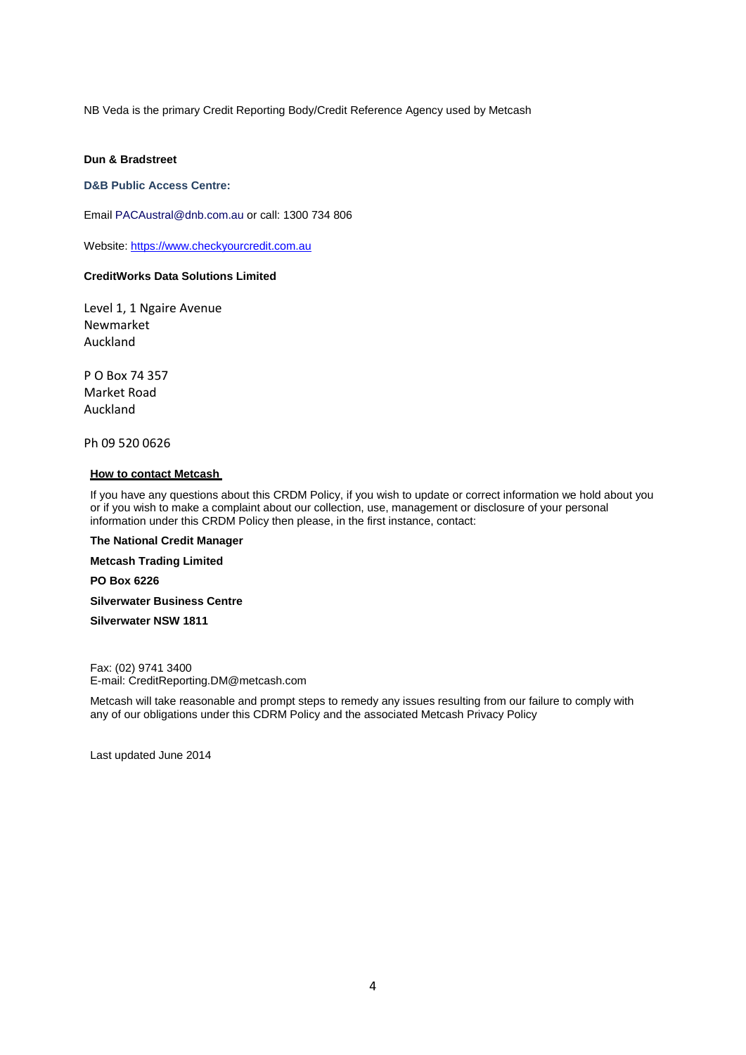NB Veda is the primary Credit Reporting Body/Credit Reference Agency used by Metcash

**Dun & Bradstreet**

**D&B Public Access Centre:**

Email PACAustral@dnb.com.au or call: 1300 734 806

Website: https://www.checkyourcredit.com.au

**CreditWorks Data Solutions Limited**

Level 1, 1 Ngaire Avenue
Newmarket
Auckland

P O Box 74 357
Market Road
Auckland

Ph 09 520 0626

## How to contact Metcash

If you have any questions about this CRDM Policy, if you wish to update or correct information we hold about you or if you wish to make a complaint about our collection, use, management or disclosure of your personal information under this CRDM Policy then please, in the first instance, contact:

**The National Credit Manager**

**Metcash Trading Limited**

**PO Box 6226**

**Silverwater Business Centre**

**Silverwater NSW 1811**

Fax: (02) 9741 3400
E-mail: CreditReporting.DM@metcash.com

Metcash will take reasonable and prompt steps to remedy any issues resulting from our failure to comply with any of our obligations under this CDRM Policy and the associated Metcash Privacy Policy

Last updated June 2014